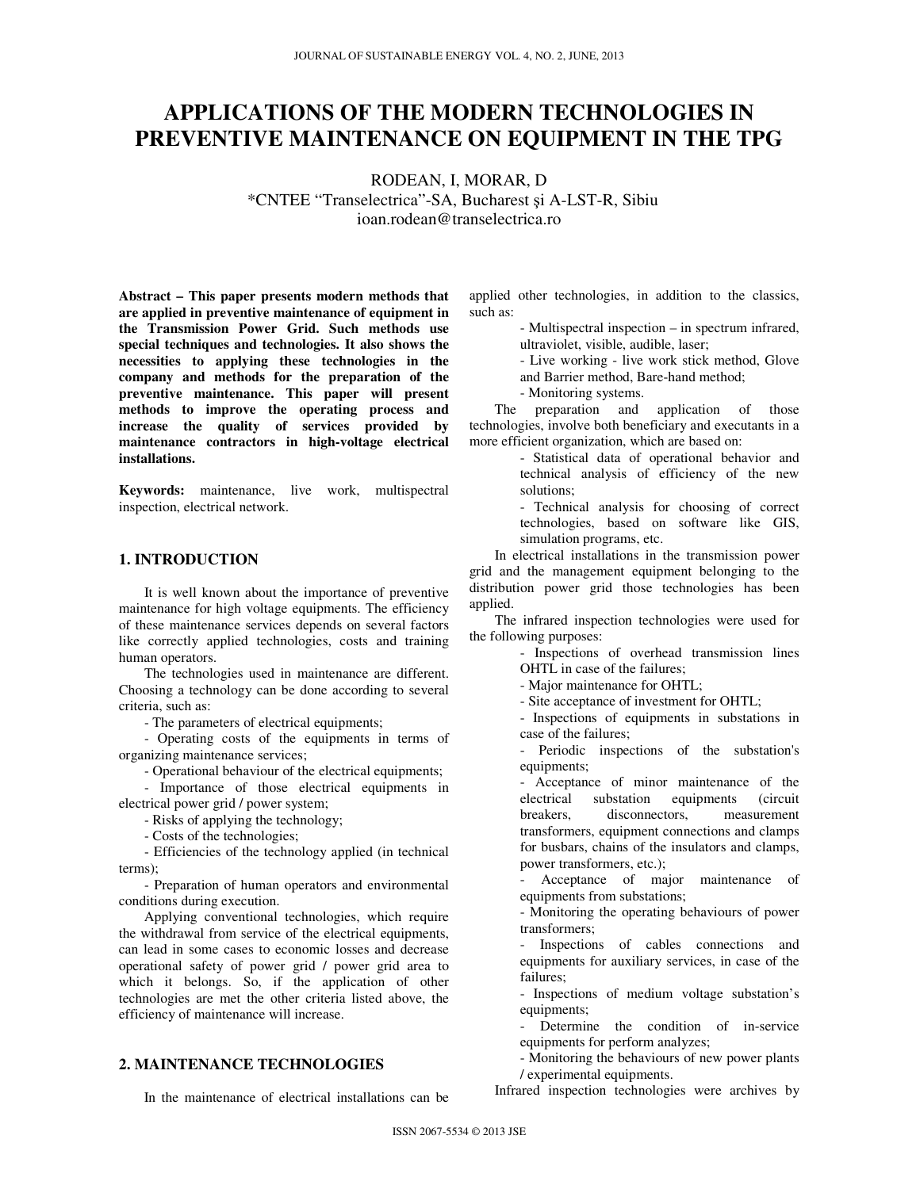# APPLICATIONS OF THE MODERN TECHNOLOGIES IN PREVENTIVE MAINTENANCE ON EQUIPMENT IN THE TPG

RODEAN, I, MORAR, D

*CNTEE "Transelectrica"-SA, Bucharest şi A-LST-R, Sibiu

ioan.rodean@transelectrica.ro

**Abstract – This paper presents modern methods that are applied in preventive maintenance of equipment in the Transmission Power Grid. Such methods use special techniques and technologies. It also shows the necessities to applying these technologies in the company and methods for the preparation of the preventive maintenance. This paper will present methods to improve the operating process and increase the quality of services provided by maintenance contractors in high-voltage electrical installations.**

**Keywords:** maintenance, live work, multispectral inspection, electrical network.

## 1. INTRODUCTION

It is well known about the importance of preventive maintenance for high voltage equipments. The efficiency of these maintenance services depends on several factors like correctly applied technologies, costs and training human operators.

The technologies used in maintenance are different. Choosing a technology can be done according to several criteria, such as:

- The parameters of electrical equipments;
- Operating costs of the equipments in terms of organizing maintenance services;
- Operational behaviour of the electrical equipments;
- Importance of those electrical equipments in electrical power grid / power system;
- Risks of applying the technology;
- Costs of the technologies;
- Efficiencies of the technology applied (in technical terms);
- Preparation of human operators and environmental conditions during execution.

Applying conventional technologies, which require the withdrawal from service of the electrical equipments, can lead in some cases to economic losses and decrease operational safety of power grid / power grid area to which it belongs. So, if the application of other technologies are met the other criteria listed above, the efficiency of maintenance will increase.

## 2. MAINTENANCE TECHNOLOGIES

In the maintenance of electrical installations can be applied other technologies, in addition to the classics, such as:

- Multispectral inspection – in spectrum infrared, ultraviolet, visible, audible, laser;
- Live working - live work stick method, Glove and Barrier method, Bare-hand method;
- Monitoring systems.

The preparation and application of those technologies, involve both beneficiary and executants in a more efficient organization, which are based on:

- Statistical data of operational behavior and technical analysis of efficiency of the new solutions;
- Technical analysis for choosing of correct technologies, based on software like GIS, simulation programs, etc.

In electrical installations in the transmission power grid and the management equipment belonging to the distribution power grid those technologies has been applied.

The infrared inspection technologies were used for the following purposes:

- Inspections of overhead transmission lines OHTL in case of the failures;
- Major maintenance for OHTL;
- Site acceptance of investment for OHTL;
- Inspections of equipments in substations in case of the failures;
- Periodic inspections of the substation's equipments;
- Acceptance of minor maintenance of the electrical substation equipments (circuit breakers, disconnectors, measurement transformers, equipment connections and clamps for busbars, chains of the insulators and clamps, power transformers, etc.);
- Acceptance of major maintenance of equipments from substations;
- Monitoring the operating behaviours of power transformers;
- Inspections of cables connections and equipments for auxiliary services, in case of the failures;
- Inspections of medium voltage substation's equipments;
- Determine the condition of in-service equipments for perform analyzes;
- Monitoring the behaviours of new power plants / experimental equipments.

Infrared inspection technologies were archives by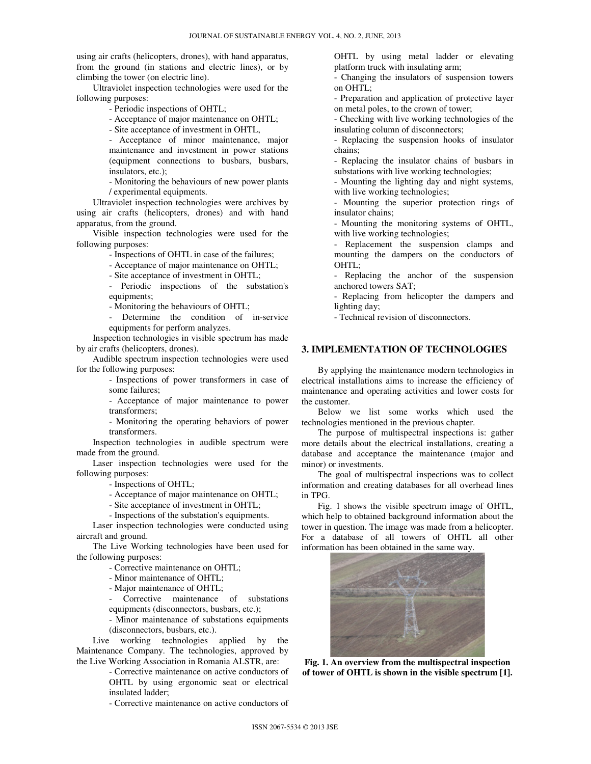using air crafts (helicopters, drones), with hand apparatus, from the ground (in stations and electric lines), or by climbing the tower (on electric line).

Ultraviolet inspection technologies were used for the following purposes:

- Periodic inspections of OHTL;
- Acceptance of major maintenance on OHTL;
- Site acceptance of investment in OHTL,
- Acceptance of minor maintenance, major maintenance and investment in power stations (equipment connections to busbars, busbars, insulators, etc.);
- Monitoring the behaviours of new power plants / experimental equipments.

Ultraviolet inspection technologies were archives by using air crafts (helicopters, drones) and with hand apparatus, from the ground.

Visible inspection technologies were used for the following purposes:

- Inspections of OHTL in case of the failures;
- Acceptance of major maintenance on OHTL;
- Site acceptance of investment in OHTL;
- Periodic inspections of the substation's equipments;
- Monitoring the behaviours of OHTL;
- Determine the condition of in-service equipments for perform analyzes.

Inspection technologies in visible spectrum has made by air crafts (helicopters, drones).

Audible spectrum inspection technologies were used for the following purposes:

- Inspections of power transformers in case of some failures;
- Acceptance of major maintenance to power transformers;
- Monitoring the operating behaviors of power transformers.

Inspection technologies in audible spectrum were made from the ground.

Laser inspection technologies were used for the following purposes:

- Inspections of OHTL;
- Acceptance of major maintenance on OHTL;
- Site acceptance of investment in OHTL;
- Inspections of the substation's equipments.

Laser inspection technologies were conducted using aircraft and ground.

The Live Working technologies have been used for the following purposes:

- Corrective maintenance on OHTL;
- Minor maintenance of OHTL;
- Major maintenance of OHTL;
- Corrective maintenance of substations equipments (disconnectors, busbars, etc.);
- Minor maintenance of substations equipments (disconnectors, busbars, etc.).

Live working technologies applied by the Maintenance Company. The technologies, approved by the Live Working Association in Romania ALSTR, are:

- Corrective maintenance on active conductors of OHTL by using ergonomic seat or electrical insulated ladder;
- Corrective maintenance on active conductors of OHTL by using metal ladder or elevating platform truck with insulating arm;
- Changing the insulators of suspension towers on OHTL;
- Preparation and application of protective layer on metal poles, to the crown of tower;
- Checking with live working technologies of the insulating column of disconnectors;
- Replacing the suspension hooks of insulator chains;
- Replacing the insulator chains of busbars in substations with live working technologies;
- Mounting the lighting day and night systems, with live working technologies;
- Mounting the superior protection rings of insulator chains;
- Mounting the monitoring systems of OHTL, with live working technologies;
- Replacement the suspension clamps and mounting the dampers on the conductors of OHTL;
- Replacing the anchor of the suspension anchored towers SAT;
- Replacing from helicopter the dampers and lighting day;
- Technical revision of disconnectors.

## 3. IMPLEMENTATION OF TECHNOLOGIES

By applying the maintenance modern technologies in electrical installations aims to increase the efficiency of maintenance and operating activities and lower costs for the customer.

Below we list some works which used the technologies mentioned in the previous chapter.

The purpose of multispectral inspections is: gather more details about the electrical installations, creating a database and acceptance the maintenance (major and minor) or investments.

The goal of multispectral inspections was to collect information and creating databases for all overhead lines in TPG.

Fig. 1 shows the visible spectrum image of OHTL, which help to obtained background information about the tower in question. The image was made from a helicopter. For a database of all towers of OHTL all other information has been obtained in the same way.

**Fig. 1. An overview from the multispectral inspection of tower of OHTL is shown in the visible spectrum [1].**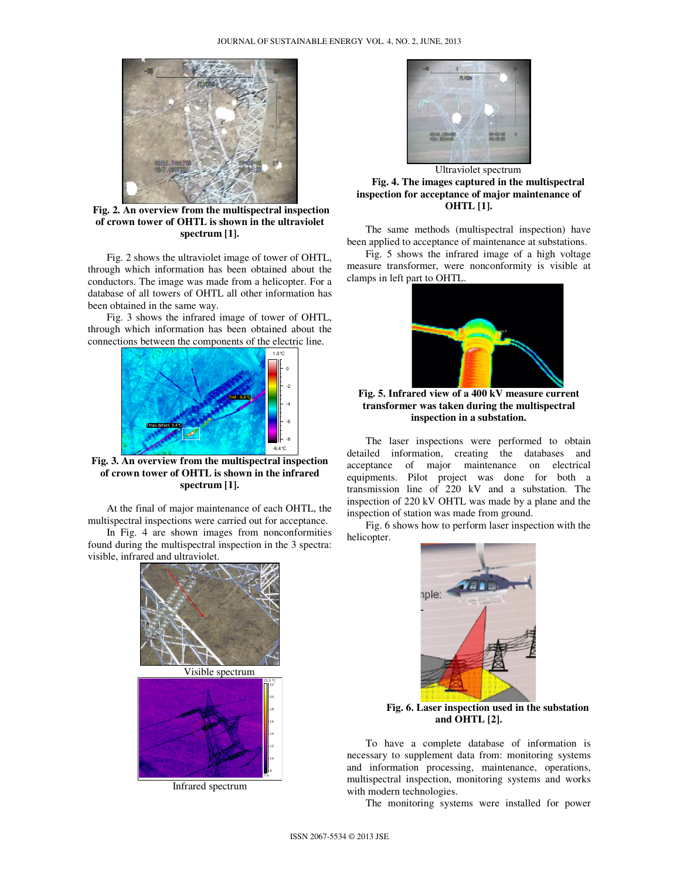Fig. 2. An overview from the multispectral inspection of crown tower of OHTL is shown in the ultraviolet spectrum [1].

Fig. 2 shows the ultraviolet image of tower of OHTL, through which information has been obtained about the conductors. The image was made from a helicopter. For a database of all towers of OHTL all other information has been obtained in the same way.

Fig. 3 shows the infrared image of tower of OHTL, through which information has been obtained about the connections between the components of the electric line.

Fig. 3. An overview from the multispectral inspection of crown tower of OHTL is shown in the infrared spectrum [1].

At the final of major maintenance of each OHTL, the multispectral inspections were carried out for acceptance.

In Fig. 4 are shown images from nonconformities found during the multispectral inspection in the 3 spectra: visible, infrared and ultraviolet.

Visible spectrum

Infrared spectrum

Ultraviolet spectrum

Fig. 4. The images captured in the multispectral inspection for acceptance of major maintenance of OHTL [1].

The same methods (multispectral inspection) have been applied to acceptance of maintenance at substations.

Fig. 5 shows the infrared image of a high voltage measure transformer, were nonconformity is visible at clamps in left part to OHTL.

Fig. 5. Infrared view of a 400 kV measure current transformer was taken during the multispectral inspection in a substation.

The laser inspections were performed to obtain detailed information, creating the databases and acceptance of major maintenance on electrical equipments. Pilot project was done for both a transmission line of 220 kV and a substation. The inspection of 220 kV OHTL was made by a plane and the inspection of station was made from ground.

Fig. 6 shows how to perform laser inspection with the helicopter.

Fig. 6. Laser inspection used in the substation and OHTL [2].

To have a complete database of information is necessary to supplement data from: monitoring systems and information processing, maintenance, operations, multispectral inspection, monitoring systems and works with modern technologies.

The monitoring systems were installed for power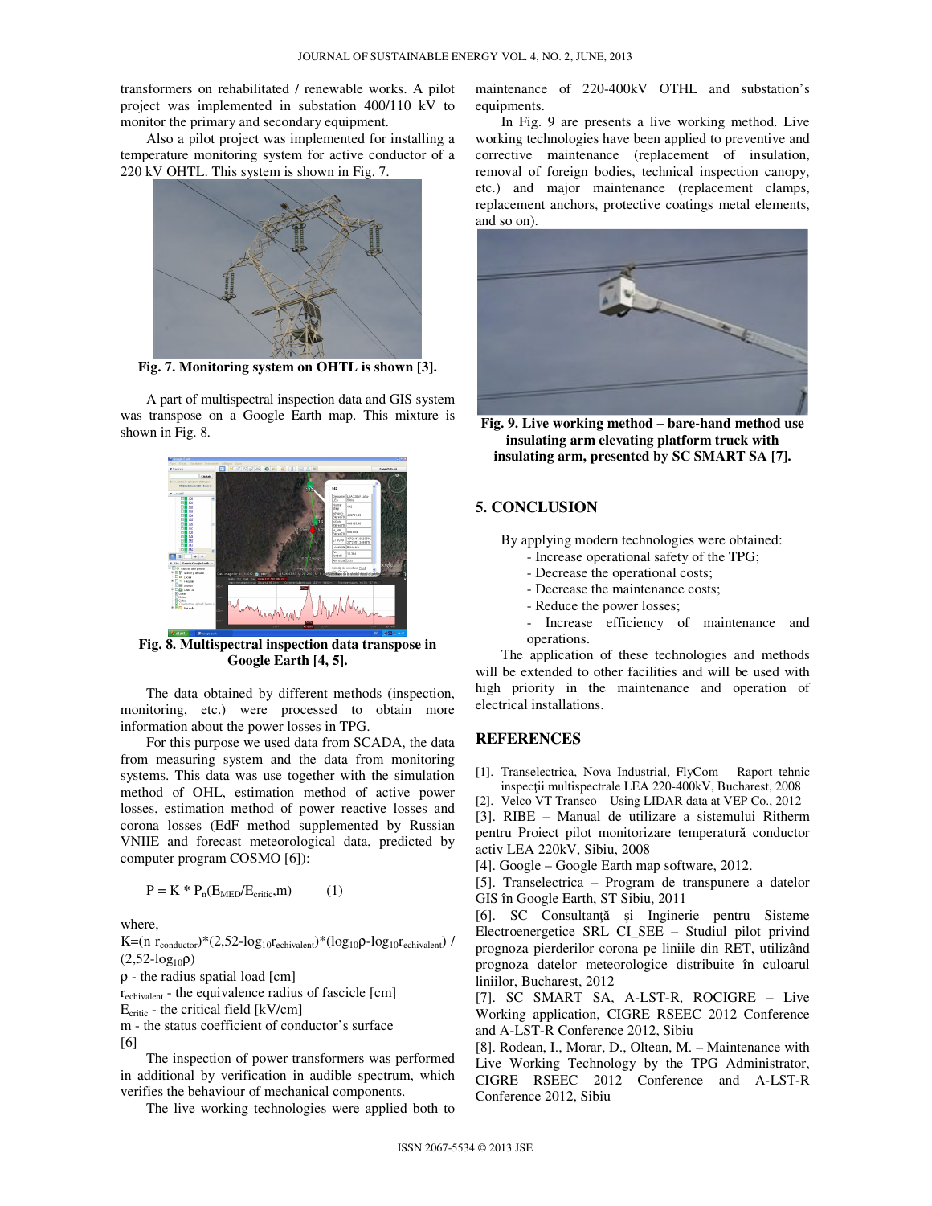transformers on rehabilitated / renewable works. A pilot project was implemented in substation 400/110 kV to monitor the primary and secondary equipment.

Also a pilot project was implemented for installing a temperature monitoring system for active conductor of a 220 kV OHTL. This system is shown in Fig. 7.

**Fig. 7. Monitoring system on OHTL is shown [3].**

A part of multispectral inspection data and GIS system was transpose on a Google Earth map. This mixture is shown in Fig. 8.

**Fig. 8. Multispectral inspection data transpose in Google Earth [4, 5].**

The data obtained by different methods (inspection, monitoring, etc.) were processed to obtain more information about the power losses in TPG.

For this purpose we used data from SCADA, the data from measuring system and the data from monitoring systems. This data was use together with the simulation method of OHL, estimation method of active power losses, estimation method of power reactive losses and corona losses (EdF method supplemented by Russian VNIIE and forecast meteorological data, predicted by computer program COSMO [6]):

$$P = K * P_n(E_{MED}/E_{critic}, m) \qquad (1)$$

where,

$K=(n\ r_{conductor})*(2{,}52-\log_{10}r_{echivalent})*(\log_{10}\rho-\log_{10}r_{echivalent})\ /\ (2{,}52-\log_{10}\rho)$

$\rho$ - the radius spatial load [cm]

$r_{echivalent}$ - the equivalence radius of fascicle [cm]

$E_{critic}$ - the critical field [kV/cm]

m - the status coefficient of conductor's surface [6]

The inspection of power transformers was performed in additional by verification in audible spectrum, which verifies the behaviour of mechanical components.

The live working technologies were applied both to maintenance of 220-400kV OTHL and substation's equipments.

In Fig. 9 are presents a live working method. Live working technologies have been applied to preventive and corrective maintenance (replacement of insulation, removal of foreign bodies, technical inspection canopy, etc.) and major maintenance (replacement clamps, replacement anchors, protective coatings metal elements, and so on).

**Fig. 9. Live working method – bare-hand method use insulating arm elevating platform truck with insulating arm, presented by SC SMART SA [7].**

## 5. CONCLUSION

By applying modern technologies were obtained:

- Increase operational safety of the TPG;
- Decrease the operational costs;
- Decrease the maintenance costs;
- Reduce the power losses;
- Increase efficiency of maintenance and operations.

The application of these technologies and methods will be extended to other facilities and will be used with high priority in the maintenance and operation of electrical installations.

## REFERENCES

[1]. Transelectrica, Nova Industrial, FlyCom – Raport tehnic inspecţii multispectrale LEA 220-400kV, Bucharest, 2008

[2]. Velco VT Transco – Using LIDAR data at VEP Co., 2012

[3]. RIBE – Manual de utilizare a sistemului Ritherm pentru Proiect pilot monitorizare temperatură conductor activ LEA 220kV, Sibiu, 2008

[4]. Google – Google Earth map software, 2012.

[5]. Transelectrica – Program de transpunere a datelor GIS în Google Earth, ST Sibiu, 2011

[6]. SC Consultanţă şi Inginerie pentru Sisteme Electroenergetice SRL CI_SEE – Studiul pilot privind prognoza pierderilor corona pe liniile din RET, utilizând prognoza datelor meteorologice distribuite în culoarul liniilor, Bucharest, 2012

[7]. SC SMART SA, A-LST-R, ROCIGRE – Live Working application, CIGRE RSEEC 2012 Conference and A-LST-R Conference 2012, Sibiu

[8]. Rodean, I., Morar, D., Oltean, M. – Maintenance with Live Working Technology by the TPG Administrator, CIGRE RSEEC 2012 Conference and A-LST-R Conference 2012, Sibiu